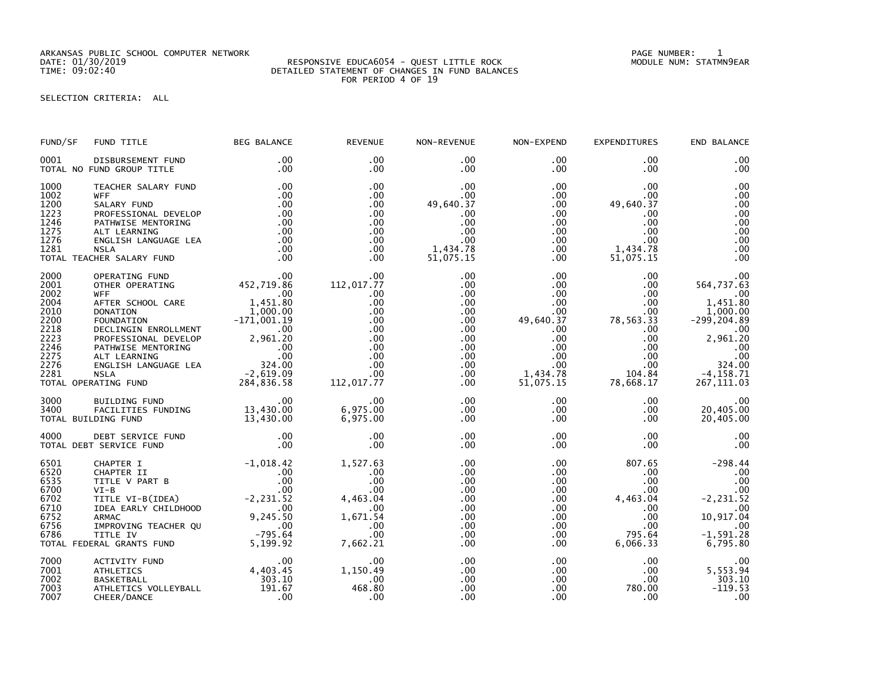ARKANSAS PUBLIC SCHOOL COMPUTER NETWORK
DATE: 01/30/2019
TIME: 09:02:40

RESPONSIVE EDUCA6054 - QUEST LITTLE ROCK
DETAILED STATEMENT OF CHANGES IN FUND BALANCES
FOR PERIOD 4 OF 19

PAGE NUMBER: 1
MODULE NUM: STATMN9EAR

SELECTION CRITERIA: ALL

| FUND/SF | FUND TITLE | BEG BALANCE | REVENUE | NON-REVENUE | NON-EXPEND | EXPENDITURES | END BALANCE |
|---|---|---|---|---|---|---|---|
| 0001 | DISBURSEMENT FUND | .00 | .00 | .00 | .00 | .00 | .00 |
| TOTAL NO FUND GROUP TITLE | | .00 | .00 | .00 | .00 | .00 | .00 |
| 1000 | TEACHER SALARY FUND | .00 | .00 | .00 | .00 | .00 | .00 |
| 1002 | WFF | .00 | .00 | .00 | .00 | .00 | .00 |
| 1200 | SALARY FUND | .00 | .00 | 49,640.37 | .00 | 49,640.37 | .00 |
| 1223 | PROFESSIONAL DEVELOP | .00 | .00 | .00 | .00 | .00 | .00 |
| 1246 | PATHWISE MENTORING | .00 | .00 | .00 | .00 | .00 | .00 |
| 1275 | ALT LEARNING | .00 | .00 | .00 | .00 | .00 | .00 |
| 1276 | ENGLISH LANGUAGE LEA | .00 | .00 | .00 | .00 | .00 | .00 |
| 1281 | NSLA | .00 | .00 | 1,434.78 | .00 | 1,434.78 | .00 |
| TOTAL TEACHER SALARY FUND | | .00 | .00 | 51,075.15 | .00 | 51,075.15 | .00 |
| 2000 | OPERATING FUND | .00 | .00 | .00 | .00 | .00 | .00 |
| 2001 | OTHER OPERATING | 452,719.86 | 112,017.77 | .00 | .00 | .00 | 564,737.63 |
| 2002 | WFF | .00 | .00 | .00 | .00 | .00 | .00 |
| 2004 | AFTER SCHOOL CARE | 1,451.80 | .00 | .00 | .00 | .00 | 1,451.80 |
| 2010 | DONATION | 1,000.00 | .00 | .00 | .00 | .00 | 1,000.00 |
| 2200 | FOUNDATION | -171,001.19 | .00 | .00 | 49,640.37 | 78,563.33 | -299,204.89 |
| 2218 | DECLINGIN ENROLLMENT | .00 | .00 | .00 | .00 | .00 | .00 |
| 2223 | PROFESSIONAL DEVELOP | 2,961.20 | .00 | .00 | .00 | .00 | 2,961.20 |
| 2246 | PATHWISE MENTORING | .00 | .00 | .00 | .00 | .00 | .00 |
| 2275 | ALT LEARNING | .00 | .00 | .00 | .00 | .00 | .00 |
| 2276 | ENGLISH LANGUAGE LEA | 324.00 | .00 | .00 | .00 | .00 | 324.00 |
| 2281 | NSLA | -2,619.09 | .00 | .00 | 1,434.78 | 104.84 | -4,158.71 |
| TOTAL OPERATING FUND | | 284,836.58 | 112,017.77 | .00 | 51,075.15 | 78,668.17 | 267,111.03 |
| 3000 | BUILDING FUND | .00 | .00 | .00 | .00 | .00 | .00 |
| 3400 | FACILITIES FUNDING | 13,430.00 | 6,975.00 | .00 | .00 | .00 | 20,405.00 |
| TOTAL BUILDING FUND | | 13,430.00 | 6,975.00 | .00 | .00 | .00 | 20,405.00 |
| 4000 | DEBT SERVICE FUND | .00 | .00 | .00 | .00 | .00 | .00 |
| TOTAL DEBT SERVICE FUND | | .00 | .00 | .00 | .00 | .00 | .00 |
| 6501 | CHAPTER I | -1,018.42 | 1,527.63 | .00 | .00 | 807.65 | -298.44 |
| 6520 | CHAPTER II | .00 | .00 | .00 | .00 | .00 | .00 |
| 6535 | TITLE V PART B | .00 | .00 | .00 | .00 | .00 | .00 |
| 6700 | VI-B | .00 | .00 | .00 | .00 | .00 | .00 |
| 6702 | TITLE VI-B(IDEA) | -2,231.52 | 4,463.04 | .00 | .00 | 4,463.04 | -2,231.52 |
| 6710 | IDEA EARLY CHILDHOOD | .00 | .00 | .00 | .00 | .00 | .00 |
| 6752 | ARMAC | 9,245.50 | 1,671.54 | .00 | .00 | .00 | 10,917.04 |
| 6756 | IMPROVING TEACHER QU | .00 | .00 | .00 | .00 | .00 | .00 |
| 6786 | TITLE IV | -795.64 | .00 | .00 | .00 | 795.64 | -1,591.28 |
| TOTAL FEDERAL GRANTS FUND | | 5,199.92 | 7,662.21 | .00 | .00 | 6,066.33 | 6,795.80 |
| 7000 | ACTIVITY FUND | .00 | .00 | .00 | .00 | .00 | .00 |
| 7001 | ATHLETICS | 4,403.45 | 1,150.49 | .00 | .00 | .00 | 5,553.94 |
| 7002 | BASKETBALL | 303.10 | .00 | .00 | .00 | .00 | 303.10 |
| 7003 | ATHLETICS VOLLEYBALL | 191.67 | 468.80 | .00 | .00 | 780.00 | -119.53 |
| 7007 | CHEER/DANCE | .00 | .00 | .00 | .00 | .00 | .00 |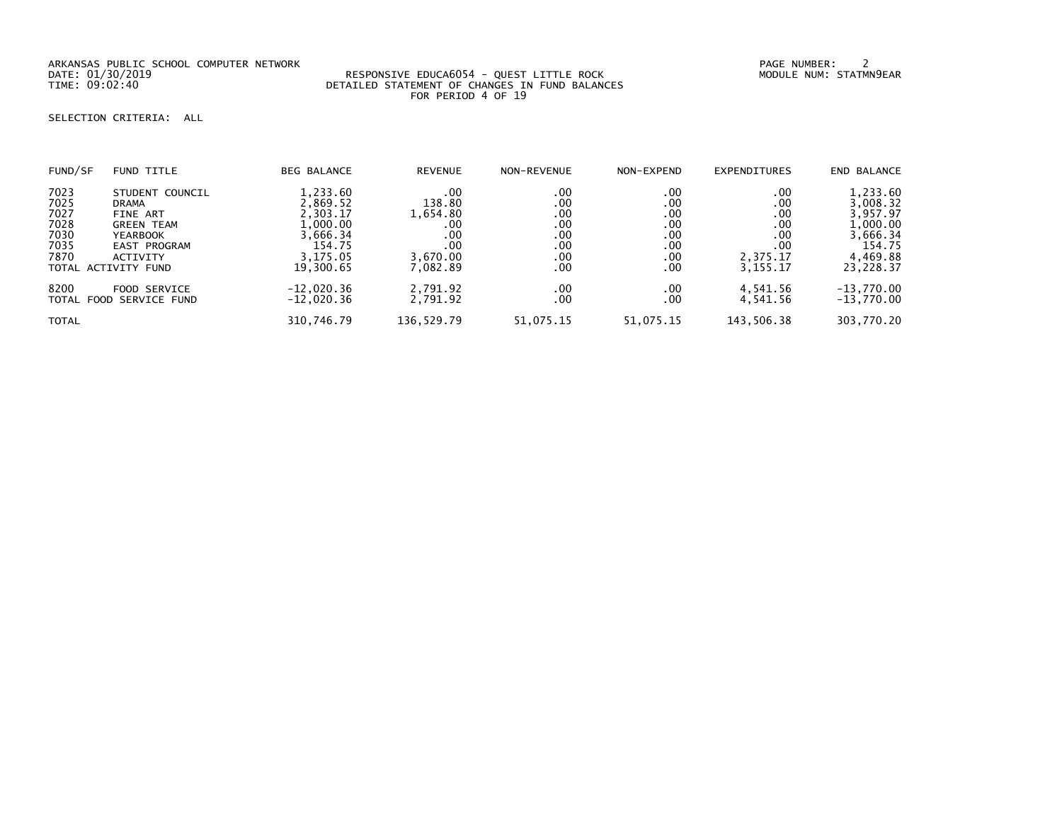ARKANSAS PUBLIC SCHOOL COMPUTER NETWORK
DATE: 01/30/2019
TIME: 09:02:40

RESPONSIVE EDUCA6054 - QUEST LITTLE ROCK
DETAILED STATEMENT OF CHANGES IN FUND BALANCES
FOR PERIOD 4 OF 19

PAGE NUMBER: 2
MODULE NUM: STATMN9EAR

SELECTION CRITERIA: ALL

| FUND/SF | FUND TITLE | BEG BALANCE | REVENUE | NON-REVENUE | NON-EXPEND | EXPENDITURES | END BALANCE |
|---|---|---|---|---|---|---|---|
| 7023 | STUDENT COUNCIL | 1,233.60 | .00 | .00 | .00 | .00 | 1,233.60 |
| 7025 | DRAMA | 2,869.52 | 138.80 | .00 | .00 | .00 | 3,008.32 |
| 7027 | FINE ART | 2,303.17 | 1,654.80 | .00 | .00 | .00 | 3,957.97 |
| 7028 | GREEN TEAM | 1,000.00 | .00 | .00 | .00 | .00 | 1,000.00 |
| 7030 | YEARBOOK | 3,666.34 | .00 | .00 | .00 | .00 | 3,666.34 |
| 7035 | EAST PROGRAM | 154.75 | .00 | .00 | .00 | .00 | 154.75 |
| 7870 | ACTIVITY | 3,175.05 | 3,670.00 | .00 | .00 | 2,375.17 | 4,469.88 |
| TOTAL ACTIVITY FUND | | 19,300.65 | 7,082.89 | .00 | .00 | 3,155.17 | 23,228.37 |
| 8200 | FOOD SERVICE | -12,020.36 | 2,791.92 | .00 | .00 | 4,541.56 | -13,770.00 |
| TOTAL FOOD SERVICE FUND | | -12,020.36 | 2,791.92 | .00 | .00 | 4,541.56 | -13,770.00 |
| TOTAL | | 310,746.79 | 136,529.79 | 51,075.15 | 51,075.15 | 143,506.38 | 303,770.20 |